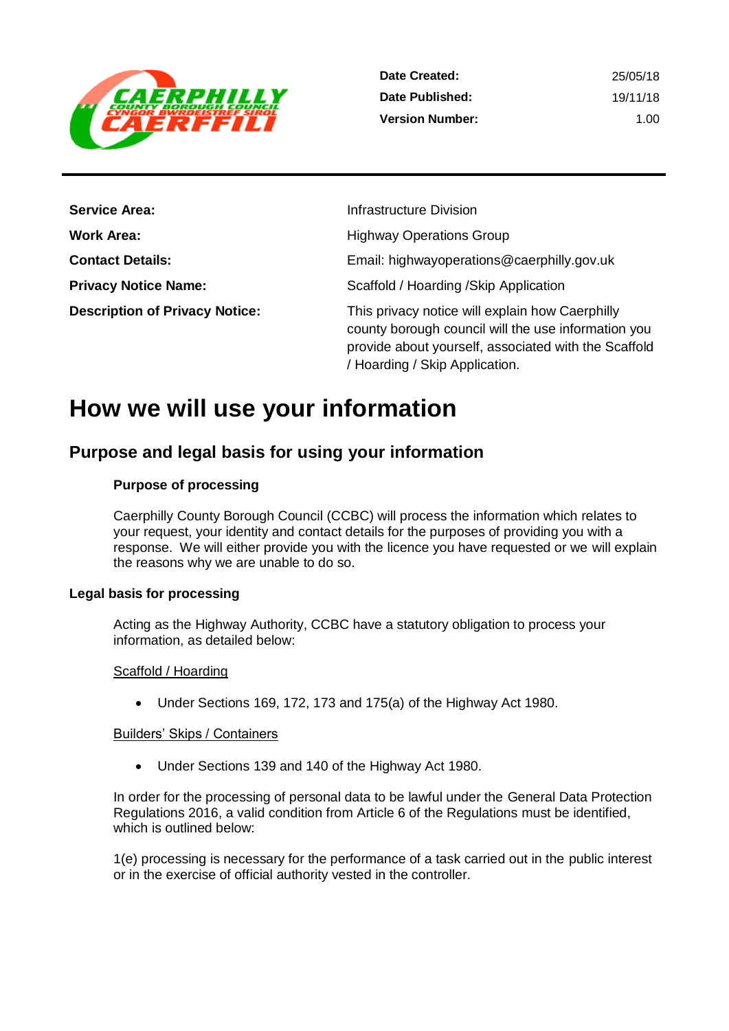| | |
|---|---|
| **Date Created:** | 25/05/18 |
| **Date Published:** | 19/11/18 |
| **Version Number:** | 1.00 |

| | |
|---|---|
| **Service Area:** | Infrastructure Division |
| **Work Area:** | Highway Operations Group |
| **Contact Details:** | Email: highwayoperations@caerphilly.gov.uk |
| **Privacy Notice Name:** | Scaffold / Hoarding /Skip Application |
| **Description of Privacy Notice:** | This privacy notice will explain how Caerphilly county borough council will the use information you provide about yourself, associated with the Scaffold / Hoarding / Skip Application. |

# How we will use your information

## Purpose and legal basis for using your information

### Purpose of processing

Caerphilly County Borough Council (CCBC) will process the information which relates to your request, your identity and contact details for the purposes of providing you with a response. We will either provide you with the licence you have requested or we will explain the reasons why we are unable to do so.

### Legal basis for processing

Acting as the Highway Authority, CCBC have a statutory obligation to process your information, as detailed below:

Scaffold / Hoarding

- Under Sections 169, 172, 173 and 175(a) of the Highway Act 1980.

Builders' Skips / Containers

- Under Sections 139 and 140 of the Highway Act 1980.

In order for the processing of personal data to be lawful under the General Data Protection Regulations 2016, a valid condition from Article 6 of the Regulations must be identified, which is outlined below:

1(e) processing is necessary for the performance of a task carried out in the public interest or in the exercise of official authority vested in the controller.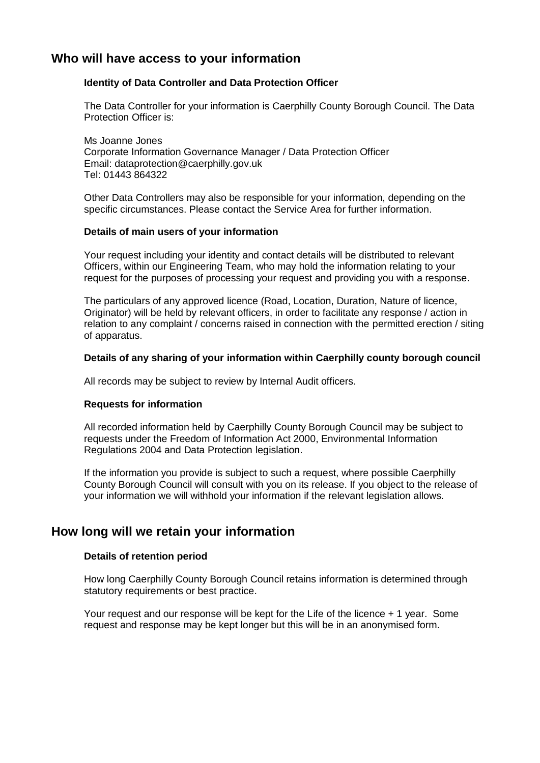## Who will have access to your information

### Identity of Data Controller and Data Protection Officer

The Data Controller for your information is Caerphilly County Borough Council. The Data Protection Officer is:

Ms Joanne Jones
Corporate Information Governance Manager / Data Protection Officer
Email: dataprotection@caerphilly.gov.uk
Tel: 01443 864322

Other Data Controllers may also be responsible for your information, depending on the specific circumstances. Please contact the Service Area for further information.

### Details of main users of your information

Your request including your identity and contact details will be distributed to relevant Officers, within our Engineering Team, who may hold the information relating to your request for the purposes of processing your request and providing you with a response.

The particulars of any approved licence (Road, Location, Duration, Nature of licence, Originator) will be held by relevant officers, in order to facilitate any response / action in relation to any complaint / concerns raised in connection with the permitted erection / siting of apparatus.

### Details of any sharing of your information within Caerphilly county borough council

All records may be subject to review by Internal Audit officers.

### Requests for information

All recorded information held by Caerphilly County Borough Council may be subject to requests under the Freedom of Information Act 2000, Environmental Information Regulations 2004 and Data Protection legislation.

If the information you provide is subject to such a request, where possible Caerphilly County Borough Council will consult with you on its release. If you object to the release of your information we will withhold your information if the relevant legislation allows.

## How long will we retain your information

### Details of retention period

How long Caerphilly County Borough Council retains information is determined through statutory requirements or best practice.

Your request and our response will be kept for the Life of the licence + 1 year. Some request and response may be kept longer but this will be in an anonymised form.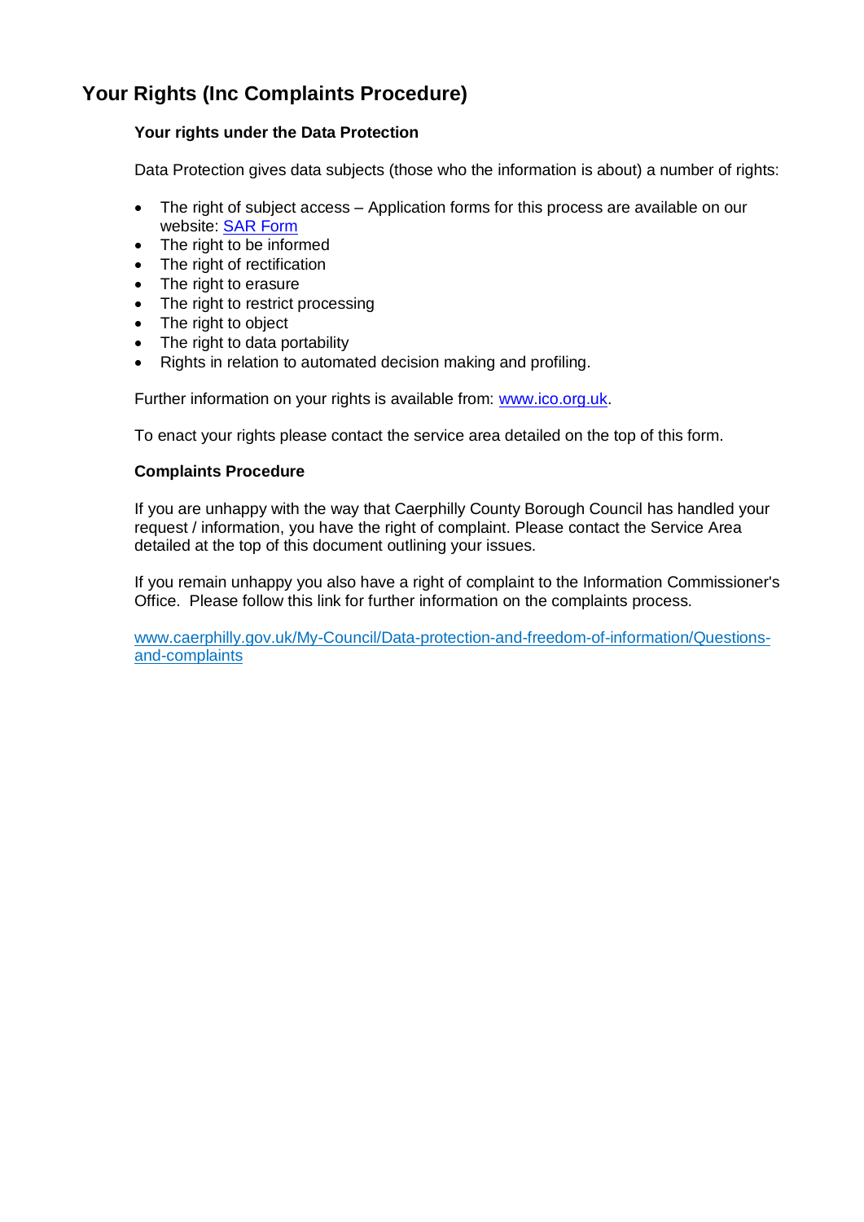# Your Rights (Inc Complaints Procedure)

### Your rights under the Data Protection

Data Protection gives data subjects (those who the information is about) a number of rights:

- The right of subject access – Application forms for this process are available on our website: [SAR Form]
- The right to be informed
- The right of rectification
- The right to erasure
- The right to restrict processing
- The right to object
- The right to data portability
- Rights in relation to automated decision making and profiling.

Further information on your rights is available from: www.ico.org.uk.

To enact your rights please contact the service area detailed on the top of this form.

### Complaints Procedure

If you are unhappy with the way that Caerphilly County Borough Council has handled your request / information, you have the right of complaint. Please contact the Service Area detailed at the top of this document outlining your issues.

If you remain unhappy you also have a right of complaint to the Information Commissioner's Office. Please follow this link for further information on the complaints process.

www.caerphilly.gov.uk/My-Council/Data-protection-and-freedom-of-information/Questions-and-complaints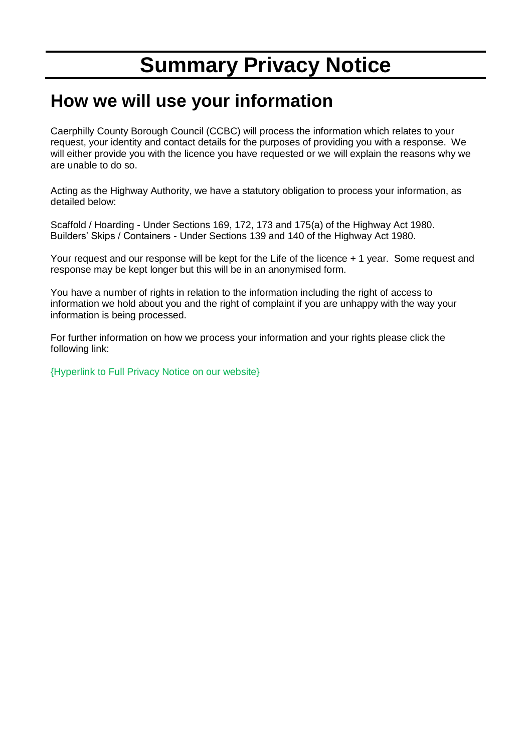# Summary Privacy Notice

## How we will use your information

Caerphilly County Borough Council (CCBC) will process the information which relates to your request, your identity and contact details for the purposes of providing you with a response. We will either provide you with the licence you have requested or we will explain the reasons why we are unable to do so.

Acting as the Highway Authority, we have a statutory obligation to process your information, as detailed below:

Scaffold / Hoarding - Under Sections 169, 172, 173 and 175(a) of the Highway Act 1980.
Builders' Skips / Containers - Under Sections 139 and 140 of the Highway Act 1980.

Your request and our response will be kept for the Life of the licence + 1 year. Some request and response may be kept longer but this will be in an anonymised form.

You have a number of rights in relation to the information including the right of access to information we hold about you and the right of complaint if you are unhappy with the way your information is being processed.

For further information on how we process your information and your rights please click the following link:

{Hyperlink to Full Privacy Notice on our website}